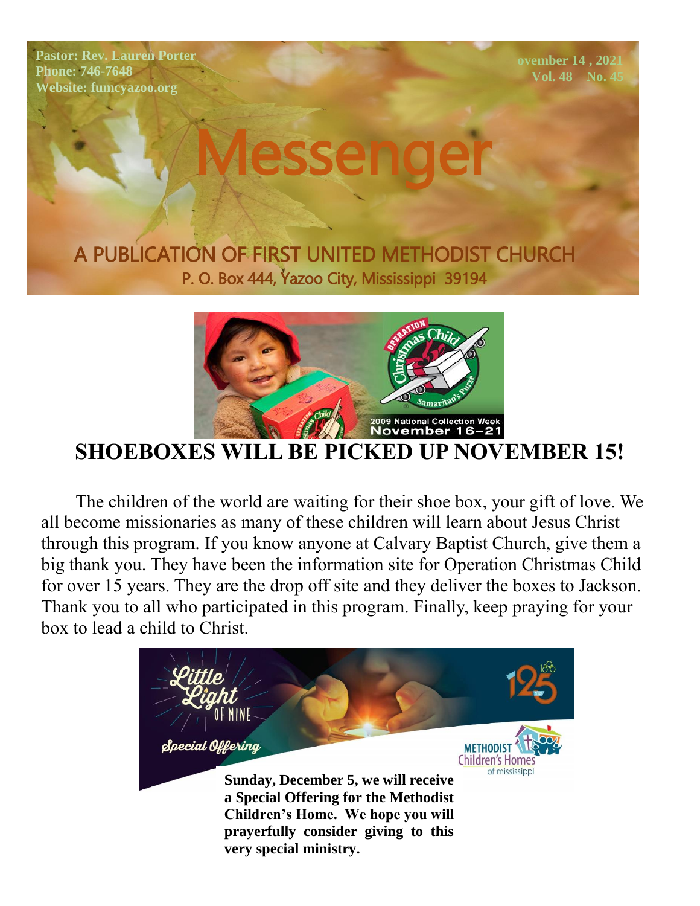Pastor: Rev. Lauren Porter
Phone: 746-7648
Website: fumcyazoo.org

ovember 14 , 2021
Vol. 48 No. 45

# Messenger

A PUBLICATION OF FIRST UNITED METHODIST CHURCH
P. O. Box 444, Yazoo City, Mississippi 39194

## SHOEBOXES WILL BE PICKED UP NOVEMBER 15!

The children of the world are waiting for their shoe box, your gift of love. We all become missionaries as many of these children will learn about Jesus Christ through this program. If you know anyone at Calvary Baptist Church, give them a big thank you. They have been the information site for Operation Christmas Child for over 15 years. They are the drop off site and they deliver the boxes to Jackson. Thank you to all who participated in this program. Finally, keep praying for your box to lead a child to Christ.

**Sunday, December 5, we will receive a Special Offering for the Methodist Children's Home. We hope you will prayerfully consider giving to this very special ministry.**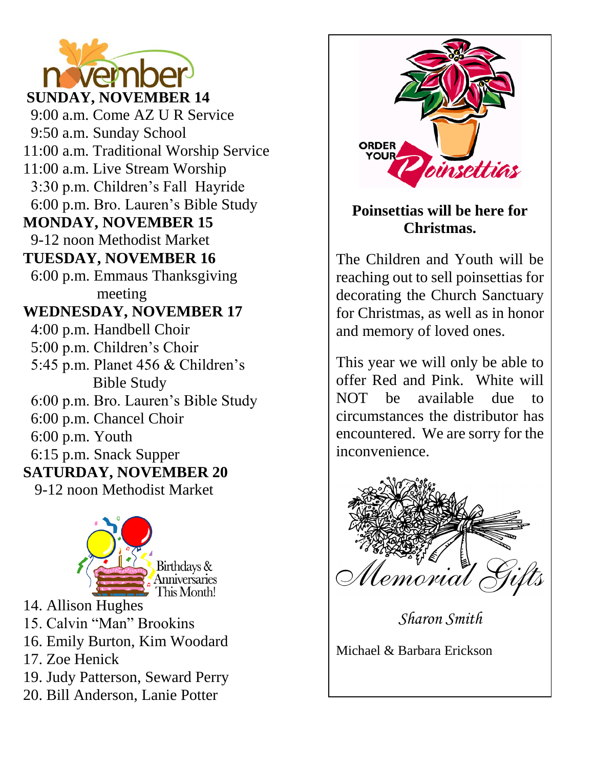# november

**SUNDAY, NOVEMBER 14**

9:00 a.m. Come AZ U R Service
9:50 a.m. Sunday School
11:00 a.m. Traditional Worship Service
11:00 a.m. Live Stream Worship
3:30 p.m. Children's Fall Hayride
6:00 p.m. Bro. Lauren's Bible Study

**MONDAY, NOVEMBER 15**

9-12 noon Methodist Market

**TUESDAY, NOVEMBER 16**

6:00 p.m. Emmaus Thanksgiving meeting

**WEDNESDAY, NOVEMBER 17**

4:00 p.m. Handbell Choir
5:00 p.m. Children's Choir
5:45 p.m. Planet 456 & Children's Bible Study
6:00 p.m. Bro. Lauren's Bible Study
6:00 p.m. Chancel Choir
6:00 p.m. Youth
6:15 p.m. Snack Supper

**SATURDAY, NOVEMBER 20**

9-12 noon Methodist Market

Birthdays & Anniversaries This Month!

14. Allison Hughes
15. Calvin "Man" Brookins
16. Emily Burton, Kim Woodard
17. Zoe Henick
19. Judy Patterson, Seward Perry
20. Bill Anderson, Lanie Potter

ORDER YOUR Poinsettias

**Poinsettias will be here for Christmas.**

The Children and Youth will be reaching out to sell poinsettias for decorating the Church Sanctuary for Christmas, as well as in honor and memory of loved ones.

This year we will only be able to offer Red and Pink. White will NOT be available due to circumstances the distributor has encountered. We are sorry for the inconvenience.

*Memorial Gifts*

*Sharon Smith*

Michael & Barbara Erickson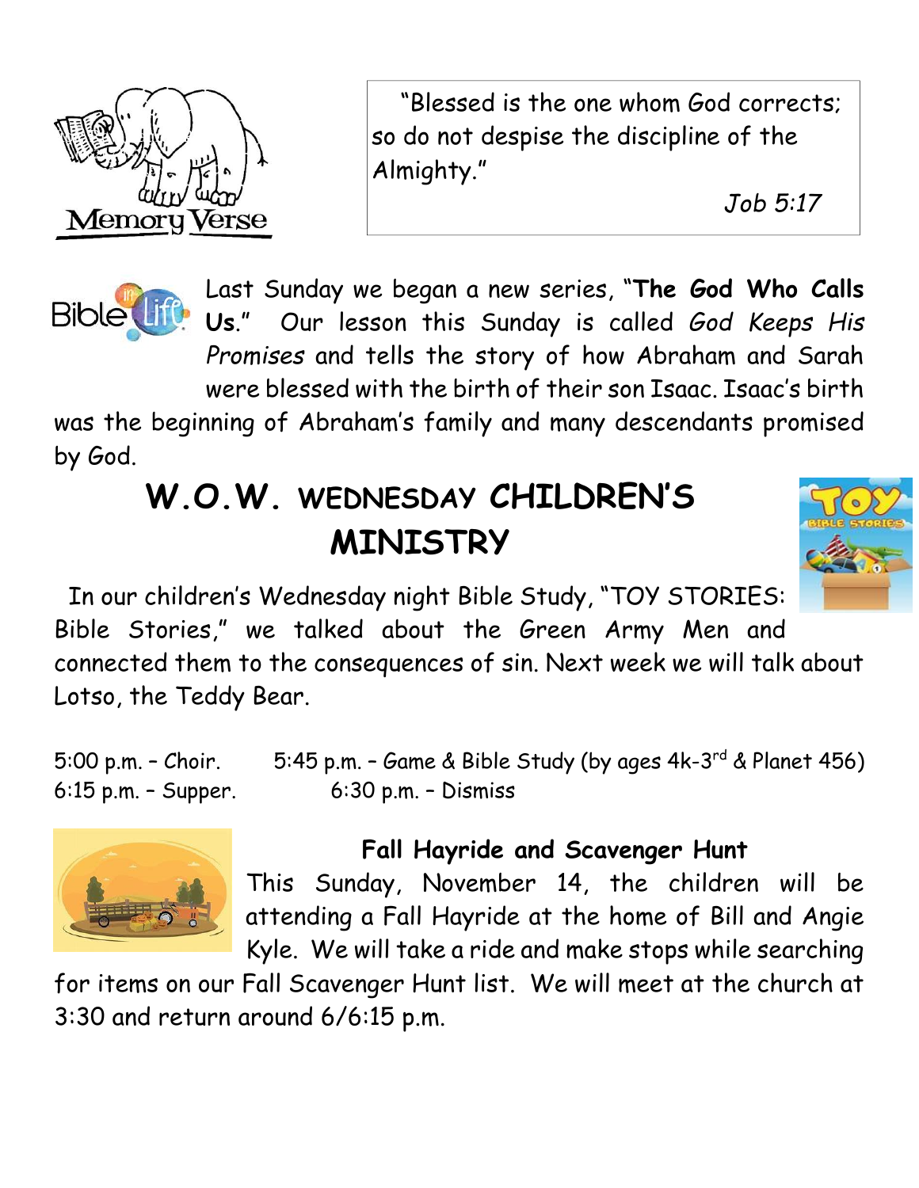Memory Verse

"Blessed is the one whom God corrects; so do not despise the discipline of the Almighty."

*Job 5:17*

Last Sunday we began a new series, "**The God Who Calls Us**." Our lesson this Sunday is called *God Keeps His Promises* and tells the story of how Abraham and Sarah were blessed with the birth of their son Isaac. Isaac's birth was the beginning of Abraham's family and many descendants promised by God.

# W.O.W. WEDNESDAY CHILDREN'S MINISTRY

In our children's Wednesday night Bible Study, "TOY STORIES: Bible Stories," we talked about the Green Army Men and connected them to the consequences of sin. Next week we will talk about Lotso, the Teddy Bear.

5:00 p.m. – Choir. 5:45 p.m. – Game & Bible Study (by ages 4k-3rd & Planet 456)
6:15 p.m. – Supper. 6:30 p.m. – Dismiss

## Fall Hayride and Scavenger Hunt

This Sunday, November 14, the children will be attending a Fall Hayride at the home of Bill and Angie Kyle. We will take a ride and make stops while searching for items on our Fall Scavenger Hunt list. We will meet at the church at 3:30 and return around 6/6:15 p.m.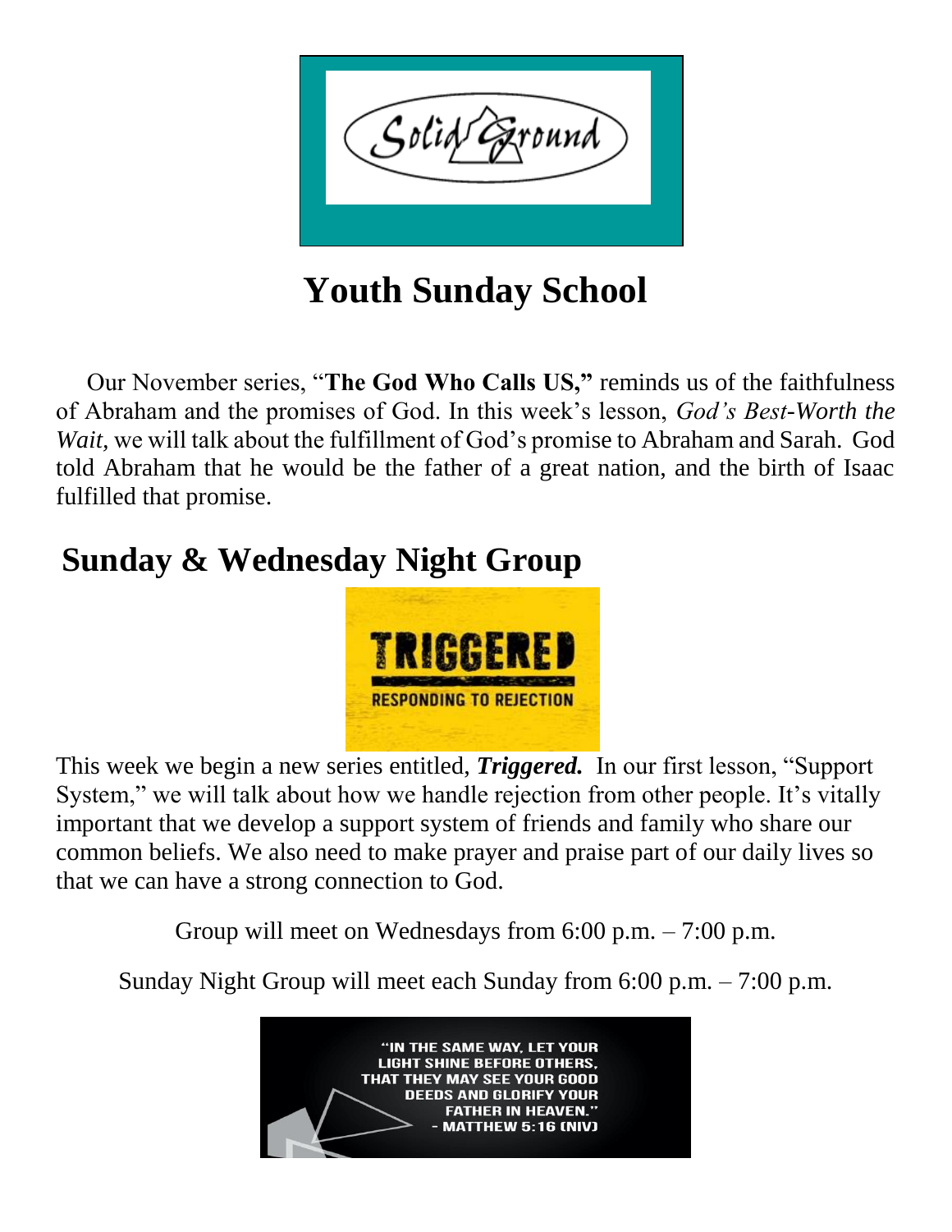Solid Ground

# Youth Sunday School

Our November series, "**The God Who Calls US,**" reminds us of the faithfulness of Abraham and the promises of God. In this week's lesson, *God's Best-Worth the Wait,* we will talk about the fulfillment of God's promise to Abraham and Sarah. God told Abraham that he would be the father of a great nation, and the birth of Isaac fulfilled that promise.

## Sunday & Wednesday Night Group

TRIGGERED

RESPONDING TO REJECTION

This week we begin a new series entitled, ***Triggered.*** In our first lesson, "Support System," we will talk about how we handle rejection from other people. It's vitally important that we develop a support system of friends and family who share our common beliefs. We also need to make prayer and praise part of our daily lives so that we can have a strong connection to God.

Group will meet on Wednesdays from 6:00 p.m. – 7:00 p.m.

Sunday Night Group will meet each Sunday from 6:00 p.m. – 7:00 p.m.

"IN THE SAME WAY, LET YOUR LIGHT SHINE BEFORE OTHERS, THAT THEY MAY SEE YOUR GOOD DEEDS AND GLORIFY YOUR FATHER IN HEAVEN."
- MATTHEW 5:16 (NIV)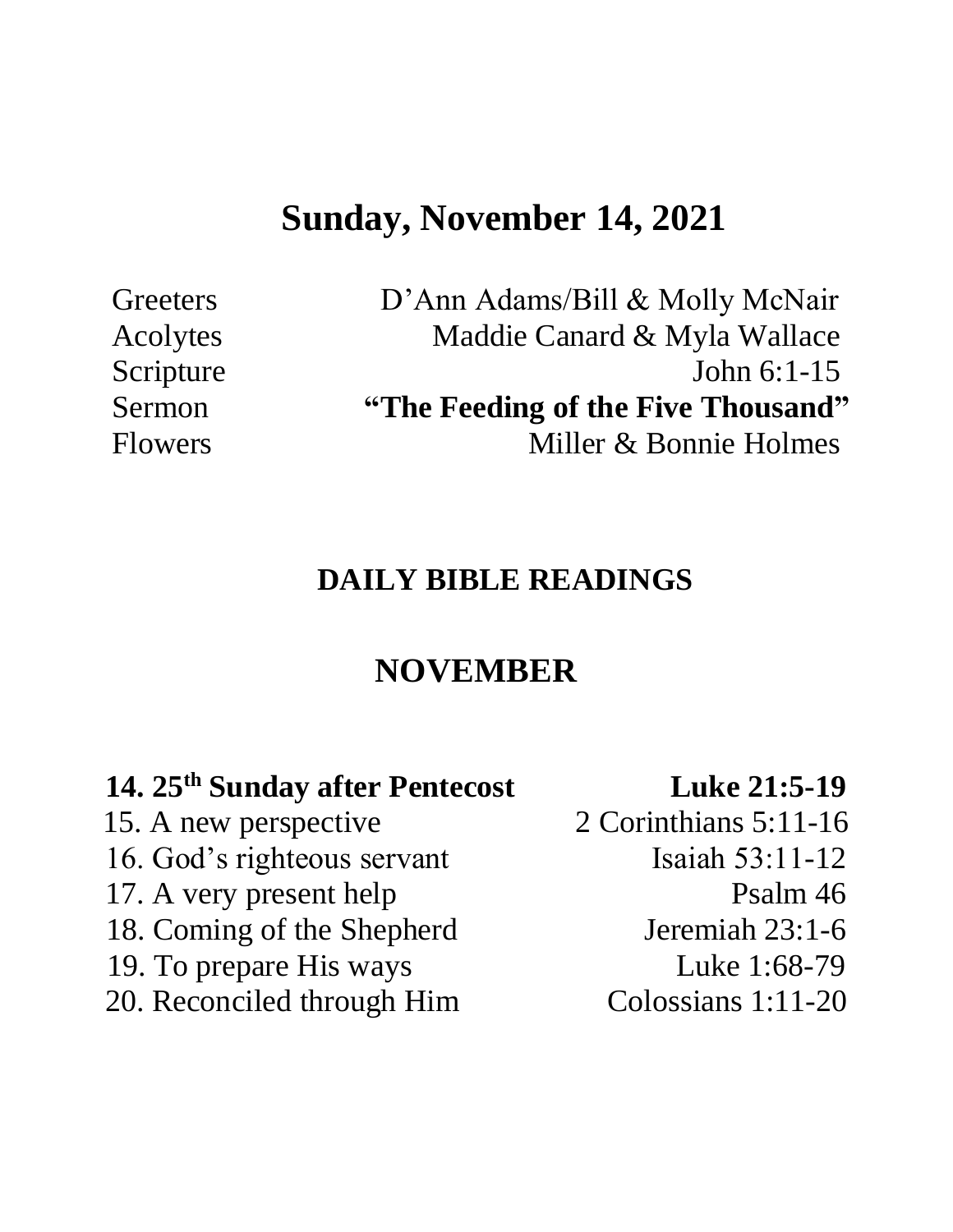# Sunday, November 14, 2021

| | |
|---|---|
| Greeters | D'Ann Adams/Bill & Molly McNair |
| Acolytes | Maddie Canard & Myla Wallace |
| Scripture | John 6:1-15 |
| Sermon | **"The Feeding of the Five Thousand"** |
| Flowers | Miller & Bonnie Holmes |

## DAILY BIBLE READINGS

## NOVEMBER

| | |
|---|---|
| **14. 25th Sunday after Pentecost** | **Luke 21:5-19** |
| 15. A new perspective | 2 Corinthians 5:11-16 |
| 16. God's righteous servant | Isaiah 53:11-12 |
| 17. A very present help | Psalm 46 |
| 18. Coming of the Shepherd | Jeremiah 23:1-6 |
| 19. To prepare His ways | Luke 1:68-79 |
| 20. Reconciled through Him | Colossians 1:11-20 |